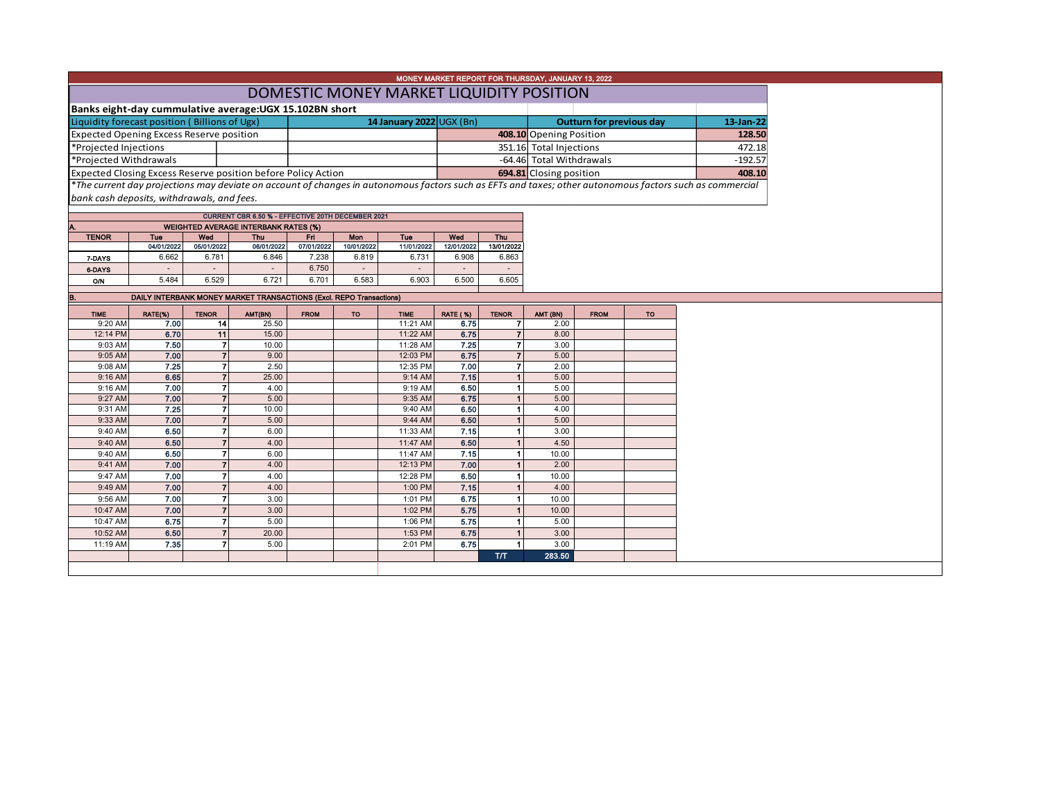MONEY MARKET REPORT FOR THURSDAY, JANUARY 13, 2022

# DOMESTIC MONEY MARKET LIQUIDITY POSITION

**Banks eight-day cummulative average:UGX 15.102BN short**

| Liquidity forecast position ( Billions of Ugx) | 14 January 2022 UGX (Bn) | Outturn for previous day | 13-Jan-22 |
|---|---|---|---|
| Expected Opening Excess Reserve position | **408.10** | Opening Position | **128.50** |
| *Projected Injections | 351.16 | Total Injections | 472.18 |
| *Projected Withdrawals | -64.46 | Total Withdrawals | -192.57 |
| Expected Closing Excess Reserve position before Policy Action | **694.81** | Closing position | **408.10** |

*The current day projections may deviate on account of changes in autonomous factors such as EFTs and taxes; other autonomous factors such as commercial bank cash deposits, withdrawals, and fees.*

CURRENT CBR 6.50 % - EFFECTIVE 20TH DECEMBER 2021

**A. WEIGHTED AVERAGE INTERBANK RATES (%)**

| TENOR | Tue 04/01/2022 | Wed 05/01/2022 | Thu 06/01/2022 | Fri 07/01/2022 | Mon 10/01/2022 | Tue 11/01/2022 | Wed 12/01/2022 | Thu 13/01/2022 |
|---|---|---|---|---|---|---|---|---|
| 7-DAYS | 6.662 | 6.781 | 6.846 | 7.238 | 6.819 | 6.731 | 6.908 | 6.863 |
| 6-DAYS | - | - | - | 6.750 | - | - | - | - |
| O/N | 5.484 | 6.529 | 6.721 | 6.701 | 6.583 | 6.903 | 6.500 | 6.605 |

**B. DAILY INTERBANK MONEY MARKET TRANSACTIONS (Excl. REPO Transactions)**

| TIME | RATE(%) | TENOR | AMT(BN) | FROM | TO | TIME | RATE ( %) | TENOR | AMT (BN) | FROM | TO |
|---|---|---|---|---|---|---|---|---|---|---|---|
| 9:20 AM | 7.00 | 14 | 25.50 | | | 11:21 AM | 6.75 | 7 | 2.00 | | |
| 12:14 PM | 6.70 | 11 | 15.00 | | | 11:22 AM | 6.75 | 7 | 8.00 | | |
| 9:03 AM | 7.50 | 7 | 10.00 | | | 11:28 AM | 7.25 | 7 | 3.00 | | |
| 9:05 AM | 7.00 | 7 | 9.00 | | | 12:03 PM | 6.75 | 7 | 5.00 | | |
| 9:08 AM | 7.25 | 7 | 2.50 | | | 12:35 PM | 7.00 | 7 | 2.00 | | |
| 9:16 AM | 6.65 | 7 | 25.00 | | | 9:14 AM | 7.15 | 1 | 5.00 | | |
| 9:16 AM | 7.00 | 7 | 4.00 | | | 9:19 AM | 6.50 | 1 | 5.00 | | |
| 9:27 AM | 7.00 | 7 | 5.00 | | | 9:35 AM | 6.75 | 1 | 5.00 | | |
| 9:31 AM | 7.25 | 7 | 10.00 | | | 9:40 AM | 6.50 | 1 | 4.00 | | |
| 9:33 AM | 7.00 | 7 | 5.00 | | | 9:44 AM | 6.50 | 1 | 5.00 | | |
| 9:40 AM | 6.50 | 7 | 6.00 | | | 11:33 AM | 7.15 | 1 | 3.00 | | |
| 9:40 AM | 6.50 | 7 | 4.00 | | | 11:47 AM | 6.50 | 1 | 4.50 | | |
| 9:40 AM | 6.50 | 7 | 6.00 | | | 11:47 AM | 7.15 | 1 | 10.00 | | |
| 9:41 AM | 7.00 | 7 | 4.00 | | | 12:13 PM | 7.00 | 1 | 2.00 | | |
| 9:47 AM | 7.00 | 7 | 4.00 | | | 12:28 PM | 6.50 | 1 | 10.00 | | |
| 9:49 AM | 7.00 | 7 | 4.00 | | | 1:00 PM | 7.15 | 1 | 4.00 | | |
| 9:56 AM | 7.00 | 7 | 3.00 | | | 1:01 PM | 6.75 | 1 | 10.00 | | |
| 10:47 AM | 7.00 | 7 | 3.00 | | | 1:02 PM | 5.75 | 1 | 10.00 | | |
| 10:47 AM | 6.75 | 7 | 5.00 | | | 1:06 PM | 5.75 | 1 | 5.00 | | |
| 10:52 AM | 6.50 | 7 | 20.00 | | | 1:53 PM | 6.75 | 1 | 3.00 | | |
| 11:19 AM | 7.35 | 7 | 5.00 | | | 2:01 PM | 6.75 | 1 | 3.00 | | |
| | | | | | | | | T/T | 283.50 | | |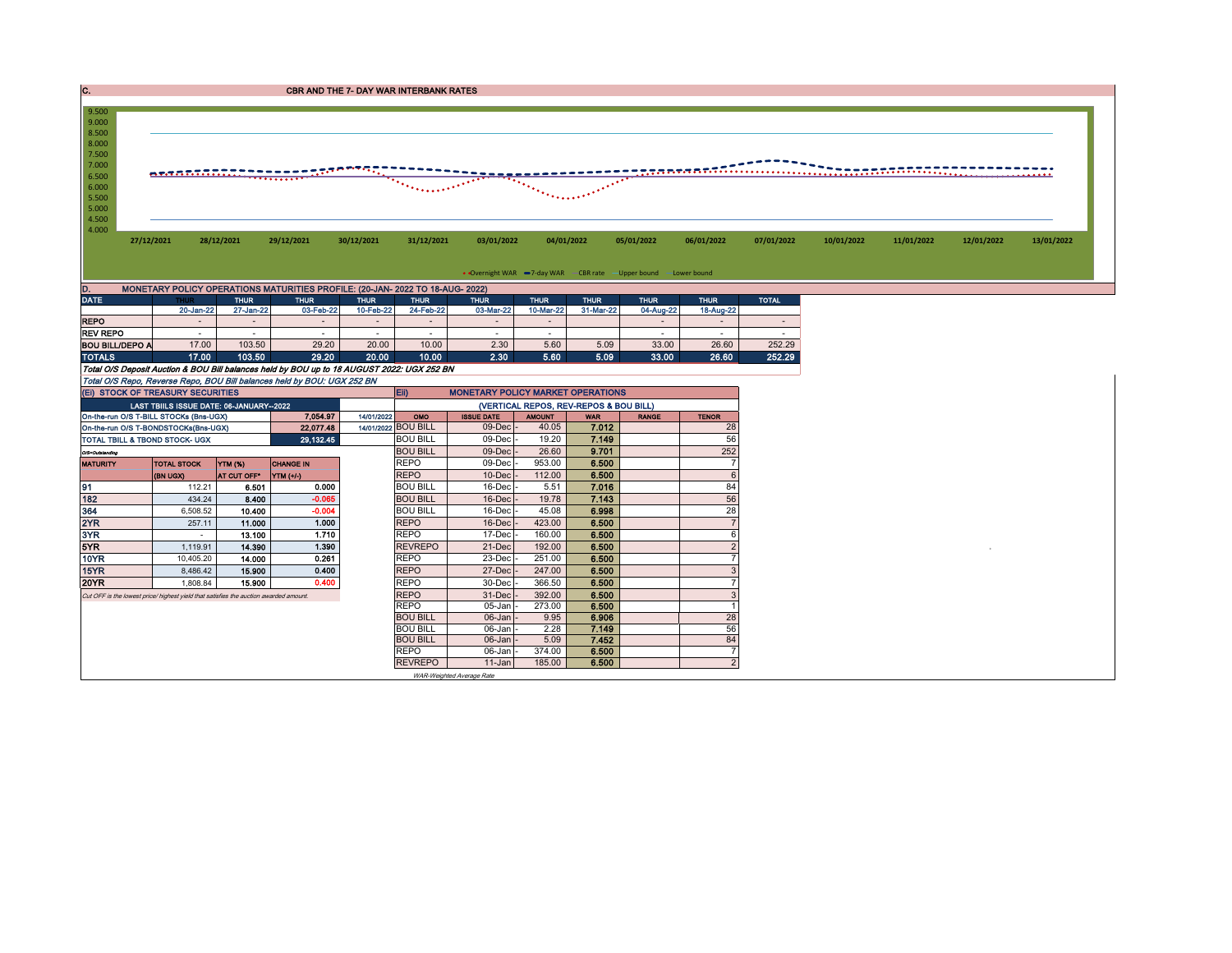## C. CBR AND THE 7- DAY WAR INTERBANK RATES

9.500
9.000
8.500
8.000
7.500
7.000
6.500
6.000
5.500
5.000
4.500
4.000

27/12/2021 28/12/2021 29/12/2021 30/12/2021 31/12/2021 03/01/2022 04/01/2022 05/01/2022 06/01/2022 07/01/2022 10/01/2022 11/01/2022 12/01/2022 13/01/2022

Overnight WAR — 7-day WAR — CBR rate — Upper bound — Lower bound

## D. MONETARY POLICY OPERATIONS MATURITIES PROFILE: (20-JAN- 2022 TO 18-AUG- 2022)

| DATE | THUR 20-Jan-22 | THUR 27-Jan-22 | THUR 03-Feb-22 | THUR 10-Feb-22 | THUR 24-Feb-22 | THUR 03-Mar-22 | THUR 10-Mar-22 | THUR 31-Mar-22 | THUR 04-Aug-22 | THUR 18-Aug-22 | TOTAL |
|---|---|---|---|---|---|---|---|---|---|---|---|
| REPO | - | - | - | - | - | - | - | | - | - | - |
| REV REPO | - | - | - | - | - | - | - | | - | - | - |
| BOU BILL/DEPO A | 17.00 | 103.50 | 29.20 | 20.00 | 10.00 | 2.30 | 5.60 | 5.09 | 33.00 | 26.60 | 252.29 |
| TOTALS | 17.00 | 103.50 | 29.20 | 20.00 | 10.00 | 2.30 | 5.60 | 5.09 | 33.00 | 26.60 | 252.29 |

*Total O/S Deposit Auction & BOU Bill balances held by BOU up to 18 AUGUST 2022: UGX 252 BN*

*Total O/S Repo, Reverse Repo, BOU Bill balances held by BOU: UGX 252 BN*

### (EI) STOCK OF TREASURY SECURITIES

| LAST TBIILS ISSUE DATE: 06-JANUARY--2022 | | |
|---|---|---|
| On-the-run O/S T-BILL STOCKs (Bns-UGX) | 7,054.97 | 14/01/2022 |
| On-the-run O/S T-BONDSTOCKs(Bns-UGX) | 22,077.48 | 14/01/2022 |
| TOTAL TBILL & TBOND STOCK- UGX | 29,132.45 | |

O/S=Outstanding

| MATURITY | TOTAL STOCK (BN UGX) | YTM (%) AT CUT OFF* | CHANGE IN YTM (+/-) |
|---|---|---|---|
| 91 | 112.21 | 6.501 | 0.000 |
| 182 | 434.24 | 8.400 | -0.065 |
| 364 | 6,508.52 | 10.400 | -0.004 |
| 2YR | 257.11 | 11.000 | 1.000 |
| 3YR | - | 13.100 | 1.710 |
| 5YR | 1,119.91 | 14.390 | 1.390 |
| 10YR | 10,405.20 | 14.000 | 0.261 |
| 15YR | 8,486.42 | 15.900 | 0.400 |
| 20YR | 1,808.84 | 15.900 | 0.400 |

*Cut OFF is the lowest price/ highest yield that satisfies the auction awarded amount.*

### Eii) MONETARY POLICY MARKET OPERATIONS

(VERTICAL REPOS, REV-REPOS & BOU BILL)

| OMO | ISSUE DATE | AMOUNT | WAR | RANGE | TENOR |
|---|---|---|---|---|---|
| BOU BILL | 09-Dec | 40.05 | 7.012 | | 28 |
| BOU BILL | 09-Dec | 19.20 | 7.149 | | 56 |
| BOU BILL | 09-Dec | 26.60 | 9.701 | | 252 |
| REPO | 09-Dec | 953.00 | 6.500 | | 7 |
| REPO | 10-Dec | 112.00 | 6.500 | | 6 |
| BOU BILL | 16-Dec | 5.51 | 7.016 | | 84 |
| BOU BILL | 16-Dec | 19.78 | 7.143 | | 56 |
| BOU BILL | 16-Dec | 45.08 | 6.998 | | 28 |
| REPO | 16-Dec | 423.00 | 6.500 | | 7 |
| REPO | 17-Dec | 160.00 | 6.500 | | 6 |
| REVREPO | 21-Dec | 192.00 | 6.500 | | 2 |
| REPO | 23-Dec | 251.00 | 6.500 | | 7 |
| REPO | 27-Dec | 247.00 | 6.500 | | 3 |
| REPO | 30-Dec | 366.50 | 6.500 | | 7 |
| REPO | 31-Dec | 392.00 | 6.500 | | 3 |
| REPO | 05-Jan | 273.00 | 6.500 | | 1 |
| BOU BILL | 06-Jan | 9.95 | 6.906 | | 28 |
| BOU BILL | 06-Jan | 2.28 | 7.149 | | 56 |
| BOU BILL | 06-Jan | 5.09 | 7.452 | | 84 |
| REPO | 06-Jan | 374.00 | 6.500 | | 7 |
| REVREPO | 11-Jan | 185.00 | 6.500 | | 2 |

*WAR-Weighted Average Rate*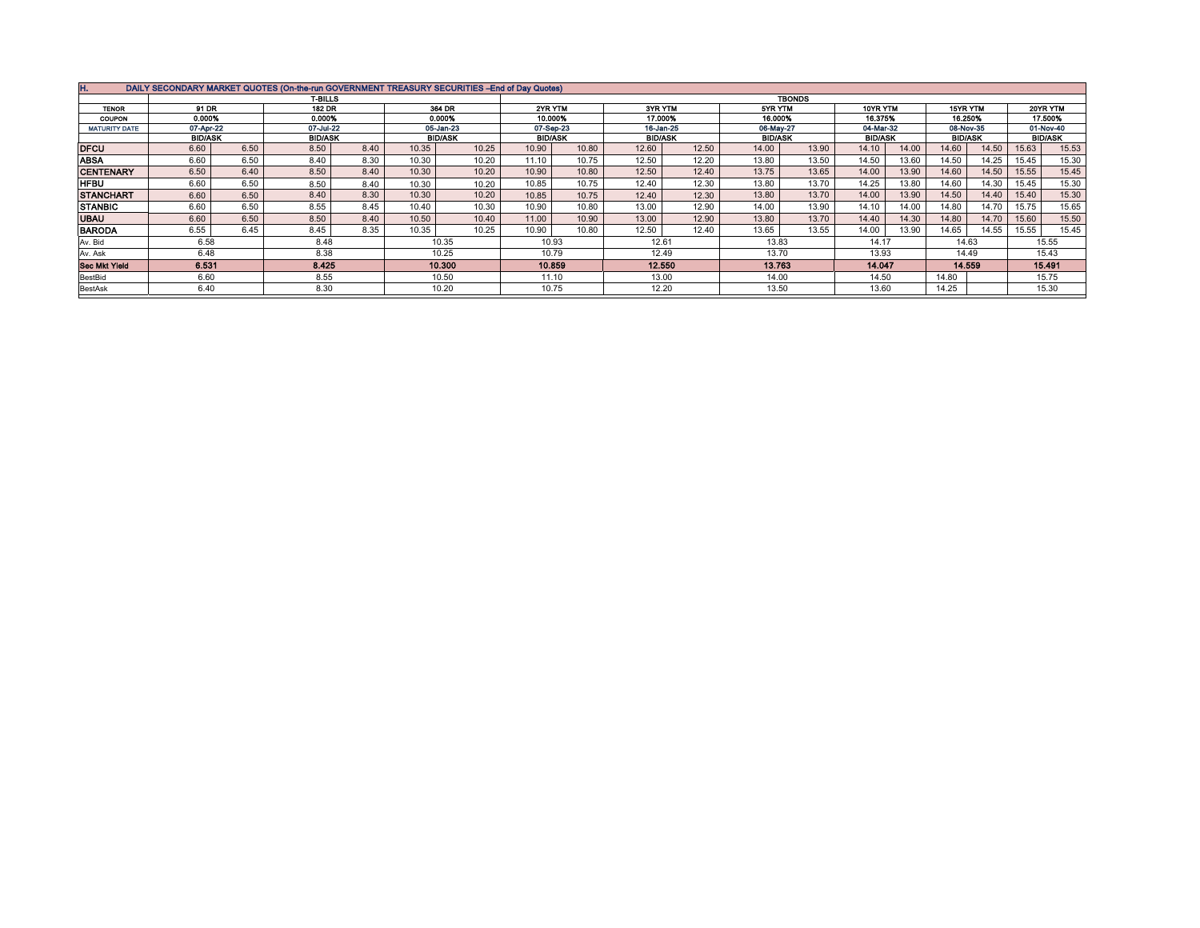## H. DAILY SECONDARY MARKET QUOTES (On-the-run GOVERNMENT TREASURY SECURITIES –End of Day Quotes)

| | T-BILLS | | | | | | TBONDS | | | | | | | | | | | |
|---|---|---|---|---|---|---|---|---|---|---|---|---|---|---|---|---|---|---|
| **TENOR** | **91 DR** | | **182 DR** | | **364 DR** | | **2YR YTM** | | **3YR YTM** | | **5YR YTM** | | **10YR YTM** | | **15YR YTM** | | **20YR YTM** | |
| **COUPON** | **0.000%** | | **0.000%** | | **0.000%** | | **10.000%** | | **17.000%** | | **16.000%** | | **16.375%** | | **16.250%** | | **17.500%** | |
| **MATURITY DATE** | **07-Apr-22** | | **07-Jul-22** | | **05-Jan-23** | | **07-Sep-23** | | **16-Jan-25** | | **06-May-27** | | **04-Mar-32** | | **08-Nov-35** | | **01-Nov-40** | |
| | **BID/ASK** | | **BID/ASK** | | **BID/ASK** | | **BID/ASK** | | **BID/ASK** | | **BID/ASK** | | **BID/ASK** | | **BID/ASK** | | **BID/ASK** | |
| **DFCU** | 6.60 | 6.50 | 8.50 | 8.40 | 10.35 | 10.25 | 10.90 | 10.80 | 12.60 | 12.50 | 14.00 | 13.90 | 14.10 | 14.00 | 14.60 | 14.50 | 15.63 | 15.53 |
| **ABSA** | 6.60 | 6.50 | 8.40 | 8.30 | 10.30 | 10.20 | 11.10 | 10.75 | 12.50 | 12.20 | 13.80 | 13.50 | 14.50 | 13.60 | 14.50 | 14.25 | 15.45 | 15.30 |
| **CENTENARY** | 6.50 | 6.40 | 8.50 | 8.40 | 10.30 | 10.20 | 10.90 | 10.80 | 12.50 | 12.40 | 13.75 | 13.65 | 14.00 | 13.90 | 14.60 | 14.50 | 15.55 | 15.45 |
| **HFBU** | 6.60 | 6.50 | 8.50 | 8.40 | 10.30 | 10.20 | 10.85 | 10.75 | 12.40 | 12.30 | 13.80 | 13.70 | 14.25 | 13.80 | 14.60 | 14.30 | 15.45 | 15.30 |
| **STANCHART** | 6.60 | 6.50 | 8.40 | 8.30 | 10.30 | 10.20 | 10.85 | 10.75 | 12.40 | 12.30 | 13.80 | 13.70 | 14.00 | 13.90 | 14.50 | 14.40 | 15.40 | 15.30 |
| **STANBIC** | 6.60 | 6.50 | 8.55 | 8.45 | 10.40 | 10.30 | 10.90 | 10.80 | 13.00 | 12.90 | 14.00 | 13.90 | 14.10 | 14.00 | 14.80 | 14.70 | 15.75 | 15.65 |
| **UBAU** | 6.60 | 6.50 | 8.50 | 8.40 | 10.50 | 10.40 | 11.00 | 10.90 | 13.00 | 12.90 | 13.80 | 13.70 | 14.40 | 14.30 | 14.80 | 14.70 | 15.60 | 15.50 |
| **BARODA** | 6.55 | 6.45 | 8.45 | 8.35 | 10.35 | 10.25 | 10.90 | 10.80 | 12.50 | 12.40 | 13.65 | 13.55 | 14.00 | 13.90 | 14.65 | 14.55 | 15.55 | 15.45 |
| Av. Bid | 6.58 | | 8.48 | | 10.35 | | 10.93 | | 12.61 | | 13.83 | | 14.17 | | 14.63 | | 15.55 | |
| Av. Ask | 6.48 | | 8.38 | | 10.25 | | 10.79 | | 12.49 | | 13.70 | | 13.93 | | 14.49 | | 15.43 | |
| **Sec Mkt Yield** | **6.531** | | **8.425** | | **10.300** | | **10.859** | | **12.550** | | **13.763** | | **14.047** | | **14.559** | | **15.491** | |
| BestBid | 6.60 | | 8.55 | | 10.50 | | 11.10 | | 13.00 | | 14.00 | | 14.50 | | 14.80 | | 15.75 | |
| BestAsk | 6.40 | | 8.30 | | 10.20 | | 10.75 | | 12.20 | | 13.50 | | 13.60 | | 14.25 | | 15.30 | |